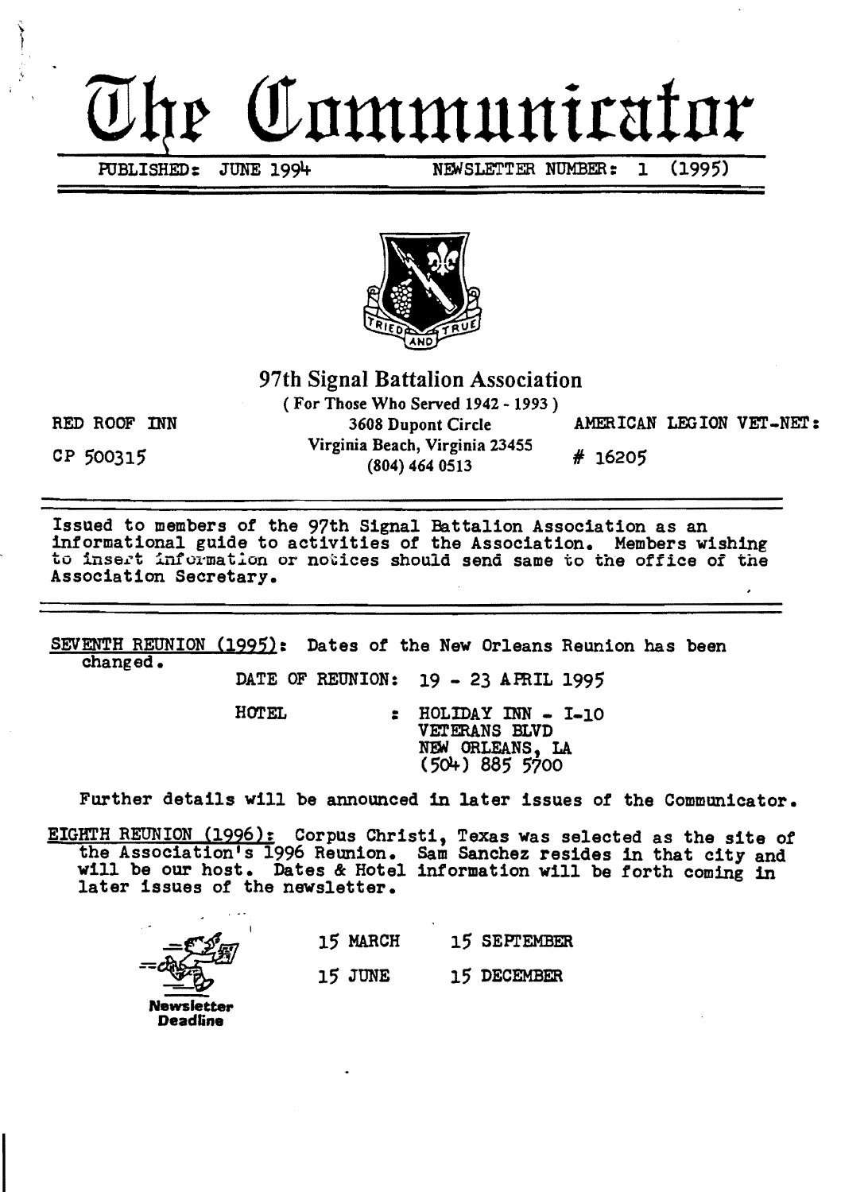# The Communicator

PUBLISHED: JUNE 1994 NEWSLETTER NUMBER: 1 (1995)

TRIED AND TRUE

## 97th Signal Battalion Association

( For Those Who Served 1942 - 1993 )

3608 Dupont Circle
Virginia Beach, Virginia 23455
(804) 464 0513

RED ROOF INN
CP 500315

AMERICAN LEGION VET-NET:
# 16205

---

Issued to members of the 97th Signal Battalion Association as an informational guide to activities of the Association. Members wishing to insert information or notices should send same to the office of the Association Secretary.

---

SEVENTH REUNION (1995): Dates of the New Orleans Reunion has been changed.

DATE OF REUNION: 19 - 23 APRIL 1995

HOTEL : HOLIDAY INN - I-10
VETERANS BLVD
NEW ORLEANS, LA
(504) 885 5700

Further details will be announced in later issues of the Communicator.

EIGHTH REUNION (1996): Corpus Christi, Texas was selected as the site of the Association's 1996 Reunion. Sam Sanchez resides in that city and will be our host. Dates & Hotel information will be forth coming in later issues of the newsletter.

**Newsletter Deadline**

15 MARCH 15 SEPTEMBER
15 JUNE 15 DECEMBER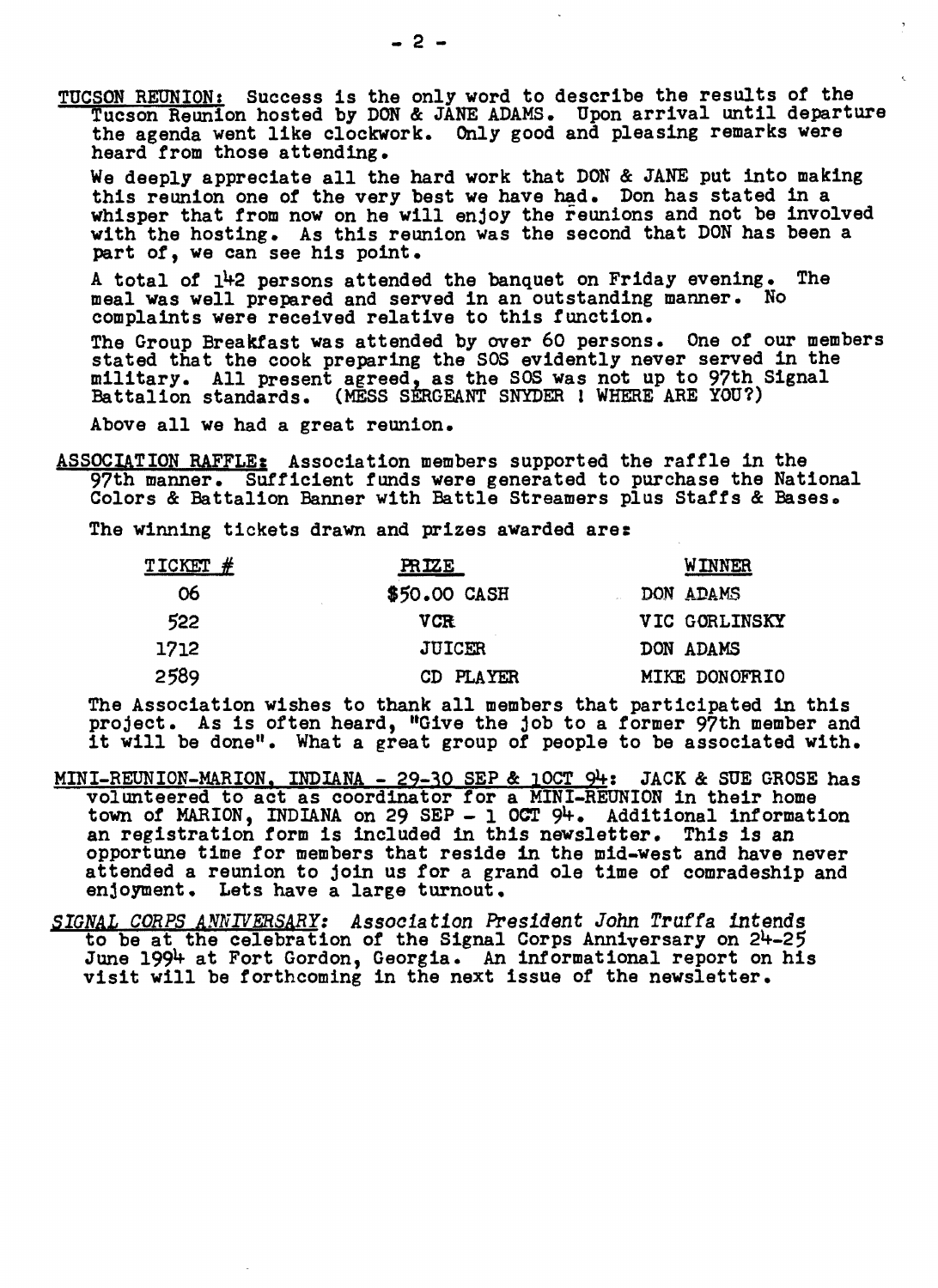__TUCSON REUNION:__ Success is the only word to describe the results of the Tucson Reunion hosted by DON & JANE ADAMS. Upon arrival until departure the agenda went like clockwork. Only good and pleasing remarks were heard from those attending.

We deeply appreciate all the hard work that DON & JANE put into making this reunion one of the very best we have had. Don has stated in a whisper that from now on he will enjoy the reunions and not be involved with the hosting. As this reunion was the second that DON has been a part of, we can see his point.

A total of 142 persons attended the banquet on Friday evening. The meal was well prepared and served in an outstanding manner. No complaints were received relative to this function.

The Group Breakfast was attended by over 60 persons. One of our members stated that the cook preparing the SOS evidently never served in the military. All present agreed, as the SOS was not up to 97th Signal Battalion standards. (MESS SERGEANT SNYDER ! WHERE ARE YOU?)

Above all we had a great reunion.

__ASSOCIATION RAFFLE:__ Association members supported the raffle in the 97th manner. Sufficient funds were generated to purchase the National Colors & Battalion Banner with Battle Streamers plus Staffs & Bases.

The winning tickets drawn and prizes awarded are:

| TICKET # | PRIZE | WINNER |
|---|---|---|
| 06 | $50.00 CASH | DON ADAMS |
| 522 | VCR | VIC GORLINSKY |
| 1712 | JUICER | DON ADAMS |
| 2589 | CD PLAYER | MIKE DONOFRIO |

The Association wishes to thank all members that participated in this project. As is often heard, "Give the job to a former 97th member and it will be done". What a great group of people to be associated with.

__MINI-REUNION-MARION, INDIANA - 29-30 SEP & 1OCT 94:__ JACK & SUE GROSE has volunteered to act as coordinator for a MINI-REUNION in their home town of MARION, INDIANA on 29 SEP - 1 OCT 94. Additional information an registration form is included in this newsletter. This is an opportune time for members that reside in the mid-west and have never attended a reunion to join us for a grand ole time of comradeship and enjoyment. Lets have a large turnout.

*__SIGNAL CORPS ANNIVERSARY:__ Association President John Truffa intends* to be at the celebration of the Signal Corps Anniversary on 24-25 June 1994 at Fort Gordon, Georgia. An informational report on his visit will be forthcoming in the next issue of the newsletter.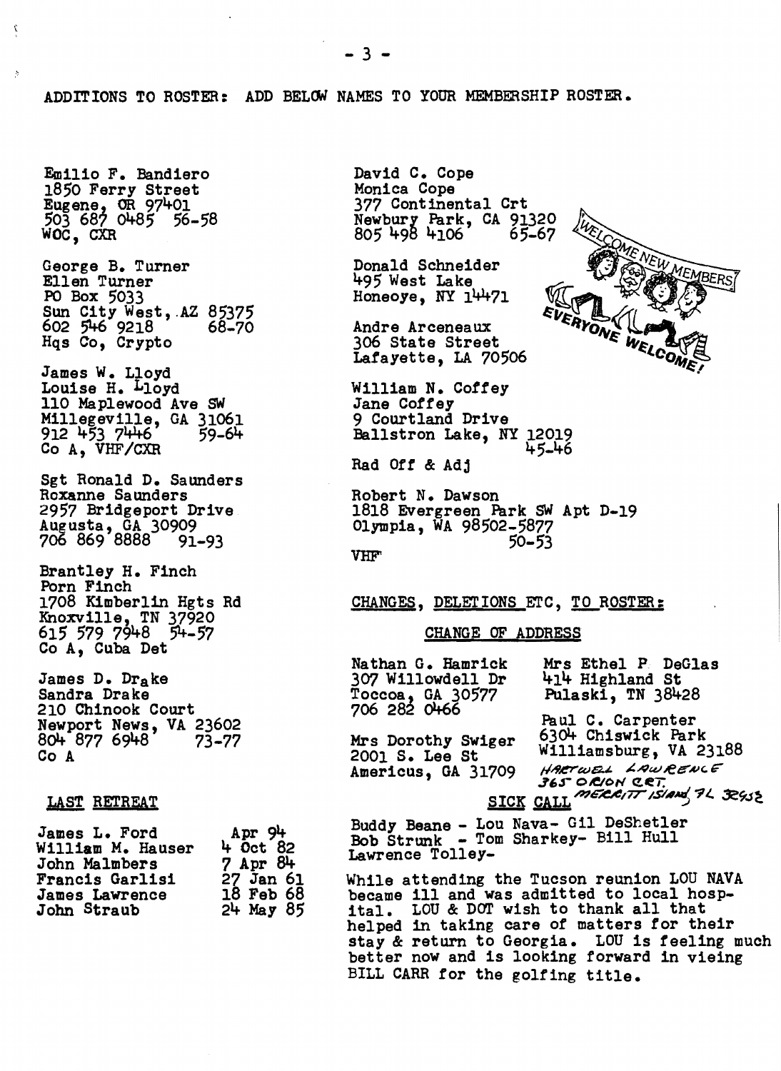ADDITIONS TO ROSTER: ADD BELOW NAMES TO YOUR MEMBERSHIP ROSTER.

Emilio F. Bandiero
1850 Ferry Street
Eugene, OR 97401
503 687 0485 56-58
WOC, CXR

George B. Turner
Ellen Turner
PO Box 5033
Sun City West, AZ 85375
602 546 9218 68-70
Hqs Co, Crypto

James W. Lloyd
Louise H. Lloyd
110 Maplewood Ave SW
Millegeville, GA 31061
912 453 7446 59-64
Co A, VHF/CXR

Sgt Ronald D. Saunders
Roxanne Saunders
2957 Bridgeport Drive
Augusta, GA 30909
706 869 8888 91-93

Brantley H. Finch
Porn Finch
1708 Kimberlin Hgts Rd
Knoxville, TN 37920
615 579 7948 54-57
Co A, Cuba Det

James D. Drake
Sandra Drake
210 Chinook Court
Newport News, VA 23602
804 877 6948 73-77
Co A

David C. Cope
Monica Cope
377 Continental Crt
Newbury Park, CA 91320
805 498 4106 65-67

Donald Schneider
495 West Lake
Honeoye, NY 14471

Andre Arceneaux
306 State Street
Lafayette, LA 70506

William N. Coffey
Jane Coffey
9 Courtland Drive
Ballstron Lake, NY 12019
45-46
Rad Off & Adj

Robert N. Dawson
1818 Evergreen Park SW Apt D-19
Olympia, WA 98502-5877
50-53
VHF

## LAST RETREAT

| | |
|---|---|
| James L. Ford | Apr 94 |
| William M. Hauser | 4 Oct 82 |
| John Malmbers | 7 Apr 84 |
| Francis Garlisi | 27 Jan 61 |
| James Lawrence | 18 Feb 68 |
| John Straub | 24 May 85 |

## CHANGES, DELETIONS ETC, TO ROSTER:

### CHANGE OF ADDRESS

Nathan G. Hamrick
307 Willowdell Dr
Toccoa, GA 30577
706 282 0466

Mrs Dorothy Swiger
2001 S. Lee St
Americus, GA 31709

Mrs Ethel P DeGlas
414 Highland St
Pulaski, TN 38428

Paul C. Carpenter
6304 Chiswick Park
Williamsburg, VA 23188

HARTWELL LAWRENCE
365 ORION CRT.
MERRITT ISLAND, FL 32953

### SICK CALL

Buddy Beane - Lou Nava- Gil DeShetler
Bob Strunk - Tom Sharkey- Bill Hull
Lawrence Tolley-

While attending the Tucson reunion LOU NAVA became ill and was admitted to local hospital. LOU & DOT wish to thank all that helped in taking care of matters for their stay & return to Georgia. LOU is feeling much better now and is looking forward in vieing BILL CARR for the golfing title.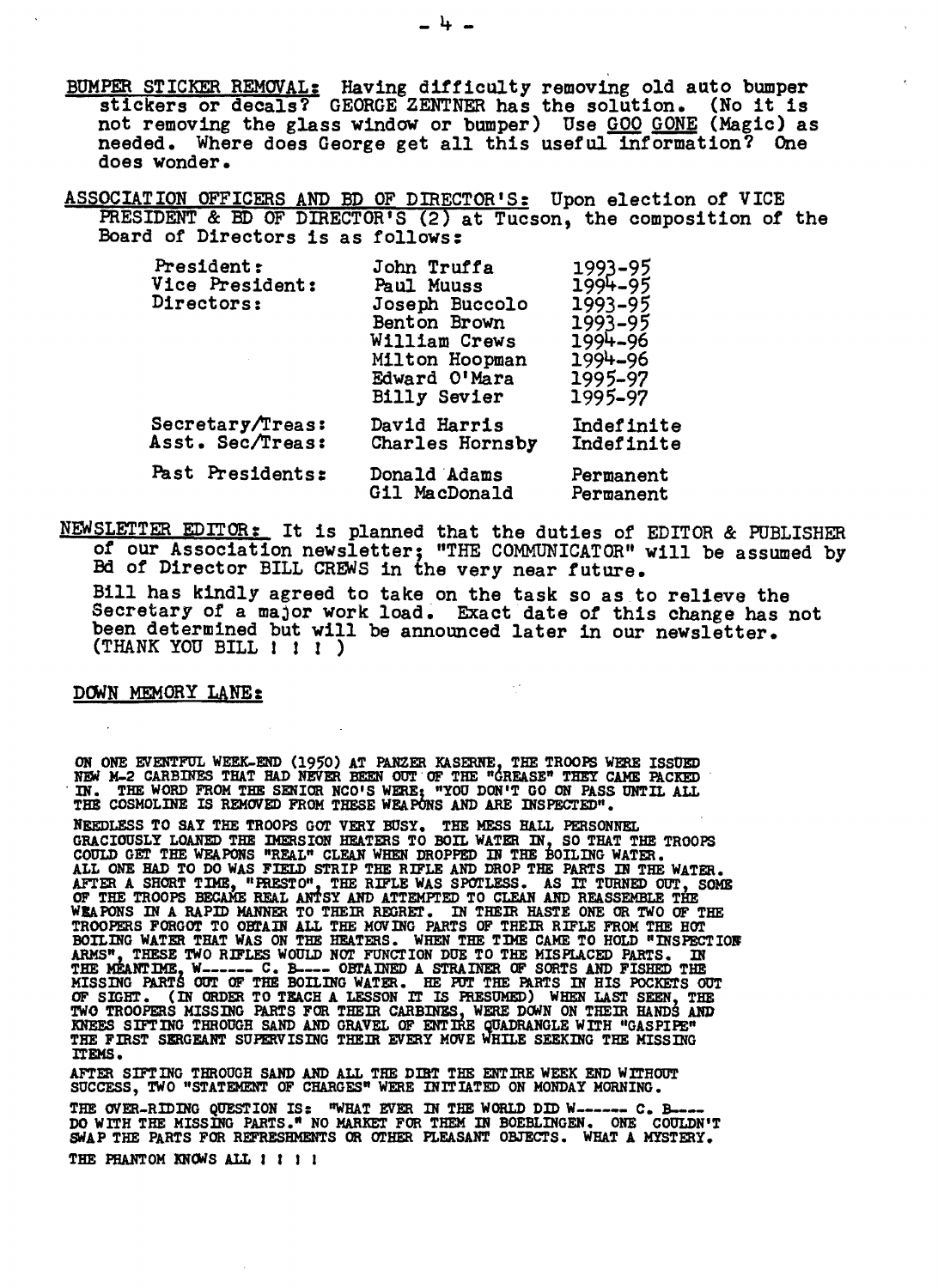**BUMPER STICKER REMOVAL:** Having difficulty removing old auto bumper stickers or decals? GEORGE ZENTNER has the solution. (No it is not removing the glass window or bumper) Use GOO GONE (Magic) as needed. Where does George get all this useful information? One does wonder.

**ASSOCIATION OFFICERS AND BD OF DIRECTOR'S:** Upon election of VICE PRESIDENT & BD OF DIRECTOR'S (2) at Tucson, the composition of the Board of Directors is as follows:

| | | |
|---|---|---|
| President: | John Truffa | 1993-95 |
| Vice President: | Paul Muuss | 1994-95 |
| Directors: | Joseph Buccolo | 1993-95 |
| | Benton Brown | 1993-95 |
| | William Crews | 1994-96 |
| | Milton Hoopman | 1994-96 |
| | Edward O'Mara | 1995-97 |
| | Billy Sevier | 1995-97 |
| Secretary/Treas: | David Harris | Indefinite |
| Asst. Sec/Treas: | Charles Hornsby | Indefinite |
| Past Presidents: | Donald Adams | Permanent |
| | Gil MacDonald | Permanent |

**NEWSLETTER EDITOR:** It is planned that the duties of EDITOR & PUBLISHER of our Association newsletter; "THE COMMUNICATOR" will be assumed by Bd of Director BILL CREWS in the very near future.

Bill has kindly agreed to take on the task so as to relieve the Secretary of a major work load. Exact date of this change has not been determined but will be announced later in our newsletter. (THANK YOU BILL ! ! ! )

**DOWN MEMORY LANE:**

ON ONE EVENTFUL WEEK-END (1950) AT PANZER KASERNE, THE TROOPS WERE ISSUED NEW M-2 CARBINES THAT HAD NEVER BEEN OUT OF THE "GREASE" THEY CAME PACKED IN. THE WORD FROM THE SENIOR NCO'S WERE; "YOU DON'T GO ON PASS UNTIL ALL THE COSMOLINE IS REMOVED FROM THESE WEAPONS AND ARE INSPECTED".

NEEDLESS TO SAY THE TROOPS GOT VERY BUSY. THE MESS HALL PERSONNEL GRACIOUSLY LOANED THE IMERSION HEATERS TO BOIL WATER IN, SO THAT THE TROOPS COULD GET THE WEAPONS "REAL" CLEAN WHEN DROPPED IN THE BOILING WATER. ALL ONE HAD TO DO WAS FIELD STRIP THE RIFLE AND DROP THE PARTS IN THE WATER. AFTER A SHORT TIME, "PRESTO", THE RIFLE WAS SPOTLESS. AS IT TURNED OUT, SOME OF THE TROOPS BECAME REAL ANTSY AND ATTEMPTED TO CLEAN AND REASSEMBLE THE WEAPONS IN A RAPID MANNER TO THEIR REGRET. IN THEIR HASTE ONE OR TWO OF THE TROOPERS FORGOT TO OBTAIN ALL THE MOVING PARTS OF THEIR RIFLE FROM THE HOT BOILING WATER THAT WAS ON THE HEATERS. WHEN THE TIME CAME TO HOLD "INSPECTION ARMS", THESE TWO RIFLES WOULD NOT FUNCTION DUE TO THE MISPLACED PARTS. IN THE MEANTIME, W------ C. B---- OBTAINED A STRAINER OF SORTS AND FISHED THE MISSING PARTS OUT OF THE BOILING WATER. HE PUT THE PARTS IN HIS POCKETS OUT OF SIGHT. (IN ORDER TO TEACH A LESSON IT IS PRESUMED) WHEN LAST SEEN, THE TWO TROOPERS MISSING PARTS FOR THEIR CARBINES, WERE DOWN ON THEIR HANDS AND KNEES SIFTING THROUGH SAND AND GRAVEL OF ENTIRE QUADRANGLE WITH "GASPIPE" THE FIRST SERGEANT SUPERVISING THEIR EVERY MOVE WHILE SEEKING THE MISSING ITEMS.

AFTER SIFTING THROUGH SAND AND ALL THE DIRT THE ENTIRE WEEK END WITHOUT SUCCESS, TWO "STATEMENT OF CHARGES" WERE INITIATED ON MONDAY MORNING.

THE OVER-RIDING QUESTION IS: "WHAT EVER IN THE WORLD DID W------ C. B---- DO WITH THE MISSING PARTS." NO MARKET FOR THEM IN BOEBLINGEN. ONE COULDN'T SWAP THE PARTS FOR REFRESHMENTS OR OTHER PLEASANT OBJECTS. WHAT A MYSTERY.

THE PHANTOM KNOWS ALL ! ! ! !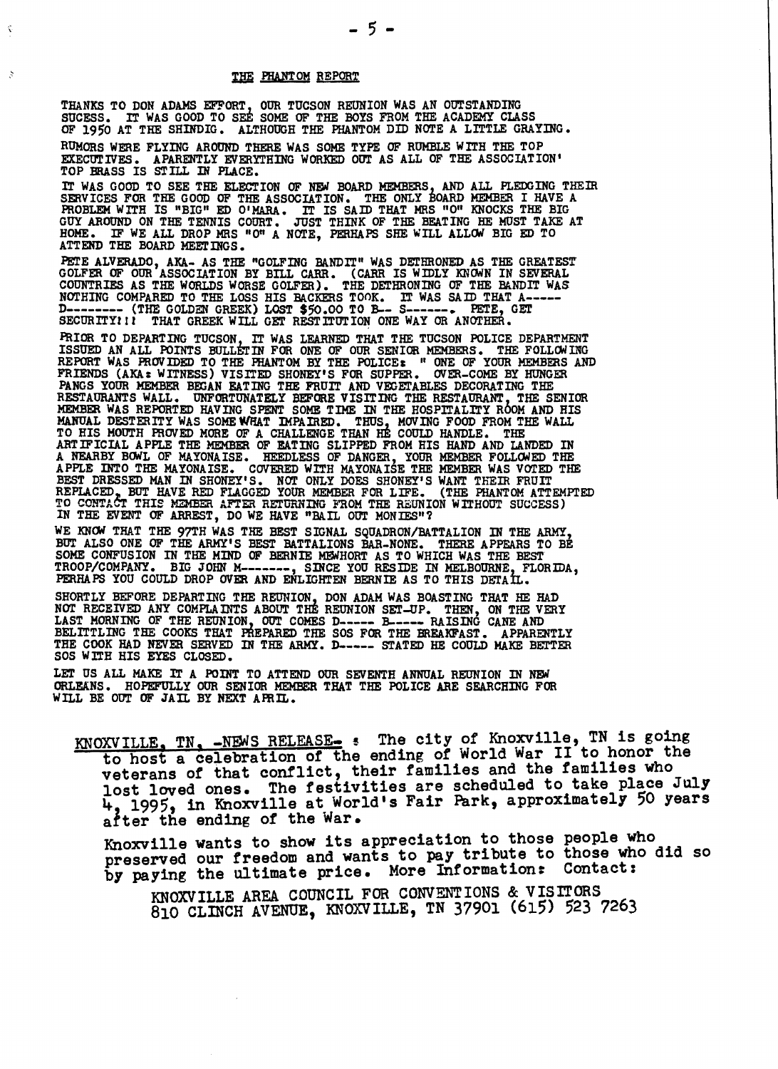## THE PHANTOM REPORT

THANKS TO DON ADAMS EFFORT, OUR TUCSON REUNION WAS AN OUTSTANDING SUCESS. IT WAS GOOD TO SEE SOME OF THE BOYS FROM THE ACADEMY CLASS OF 1950 AT THE SHINDIG. ALTHOUGH THE PHANTOM DID NOTE A LITTLE GRAYING.

RUMORS WERE FLYING AROUND THERE WAS SOME TYPE OF RUMBLE WITH THE TOP EXECUTIVES. APPARENTLY EVERYTHING WORKED OUT AS ALL OF THE ASSOCIATION' TOP BRASS IS STILL IN PLACE.

IT WAS GOOD TO SEE THE ELECTION OF NEW BOARD MEMBERS, AND ALL PLEDGING THEIR SERVICES FOR THE GOOD OF THE ASSOCIATION. THE ONLY BOARD MEMBER I HAVE A PROBLEM WITH IS "BIG" ED O'MARA. IT IS SAID THAT MRS "O" KNOCKS THE BIG GUY AROUND ON THE TENNIS COURT. JUST THINK OF THE BEATING HE MUST TAKE AT HOME. IF WE ALL DROP MRS "O" A NOTE, PERHAPS SHE WILL ALLOW BIG ED TO ATTEND THE BOARD MEETINGS.

PETE ALVERADO, AKA- AS THE "GOLFING BANDIT" WAS DETHRONED AS THE GREATEST GOLFER OF OUR ASSOCIATION BY BILL CARR. (CARR IS WIDLY KNOWN IN SEVERAL COUNTRIES AS THE WORLDS WORSE GOLFER). THE DETHRONING OF THE BANDIT WAS NOTHING COMPARED TO THE LOSS HIS BACKERS TOOK. IT WAS SAID THAT A----- D-------- (THE GOLDEN GREEK) LOST $50.00 TO B-- S------. PETE, GET SECURITY!!! THAT GREEK WILL GET RESTITUTION ONE WAY OR ANOTHER.

PRIOR TO DEPARTING TUCSON, IT WAS LEARNED THAT THE TUCSON POLICE DEPARTMENT ISSUED AN ALL POINTS BULLETIN FOR ONE OF OUR SENIOR MEMBERS. THE FOLLOWING REPORT WAS PROVIDED TO THE PHANTOM BY THE POLICE: " ONE OF YOUR MEMBERS AND FRIENDS (AKA: WITNESS) VISITED SHONEY'S FOR SUPPER. OVER-COME BY HUNGER PANGS YOUR MEMBER BEGAN EATING THE FRUIT AND VEGETABLES DECORATING THE RESTAURANTS WALL. UNFORTUNATELY BEFORE VISITING THE RESTAURANT, THE SENIOR MEMBER WAS REPORTED HAVING SPENT SOME TIME IN THE HOSPITALITY ROOM AND HIS MANUAL DEXTERITY WAS SOME WHAT IMPAIRED. THUS, MOVING FOOD FROM THE WALL TO HIS MOUTH PROVED MORE OF A CHALLENGE THAN HE COULD HANDLE. THE ARTIFICIAL APPLE THE MEMBER OF EATING SLIPPED FROM HIS HAND AND LANDED IN A NEARBY BOWL OF MAYONAISE. HEEDLESS OF DANGER, YOUR MEMBER FOLLOWED THE APPLE INTO THE MAYONAISE. COVERED WITH MAYONAISE THE MEMBER WAS VOTED THE BEST DRESSED MAN IN SHONEY'S. NOT ONLY DOES SHONEY'S WANT THEIR FRUIT REPLACED, BUT HAVE RED FLAGGED YOUR MEMBER FOR LIFE. (THE PHANTOM ATTEMPTED TO CONTACT THIS MEMBER AFTER RETURNING FROM THE REUNION WITHOUT SUCCESS) IN THE EVENT OF ARREST, DO WE HAVE "BAIL OUT MONIES"?

WE KNOW THAT THE 97TH WAS THE BEST SIGNAL SQUADRON/BATTALION IN THE ARMY, BUT ALSO ONE OF THE ARMY'S BEST BATTALIONS BAR-NONE. THERE APPEARS TO BE SOME CONFUSION IN THE MIND OF BERNIE MEWHORT AS TO WHICH WAS THE BEST TROOP/COMPANY. BIG JOHN M-------, SINCE YOU RESIDE IN MELBOURNE, FLORIDA, PERHAPS YOU COULD DROP OVER AND ENLIGHTEN BERNIE AS TO THIS DETAIL.

SHORTLY BEFORE DEPARTING THE REUNION, DON ADAM WAS BOASTING THAT HE HAD NOT RECEIVED ANY COMPLAINTS ABOUT THE REUNION SET-UP. THEN, ON THE VERY LAST MORNING OF THE REUNION, OUT COMES D----- B----- RAISING CANE AND BELITTLING THE COOKS THAT PREPARED THE SOS FOR THE BREAKFAST. APPARENTLY THE COOK HAD NEVER SERVED IN THE ARMY. D----- STATED HE COULD MAKE BETTER SOS WITH HIS EYES CLOSED.

LET US ALL MAKE IT A POINT TO ATTEND OUR SEVENTH ANNUAL REUNION IN NEW ORLEANS. HOPEFULLY OUR SENIOR MEMBER THAT THE POLICE ARE SEARCHING FOR WILL BE OUT OF JAIL BY NEXT APRIL.

KNOXVILLE, TN. -NEWS RELEASE- : The city of Knoxville, TN is going to host a celebration of the ending of World War II to honor the veterans of that conflict, their families and the families who lost loved ones. The festivities are scheduled to take place July 4, 1995, in Knoxville at World's Fair Park, approximately 50 years after the ending of the War.

Knoxville wants to show its appreciation to those people who preserved our freedom and wants to pay tribute to those who did so by paying the ultimate price. More Information: Contact:

KNOXVILLE AREA COUNCIL FOR CONVENTIONS & VISITORS
810 CLINCH AVENUE, KNOXVILLE, TN 37901 (615) 523 7263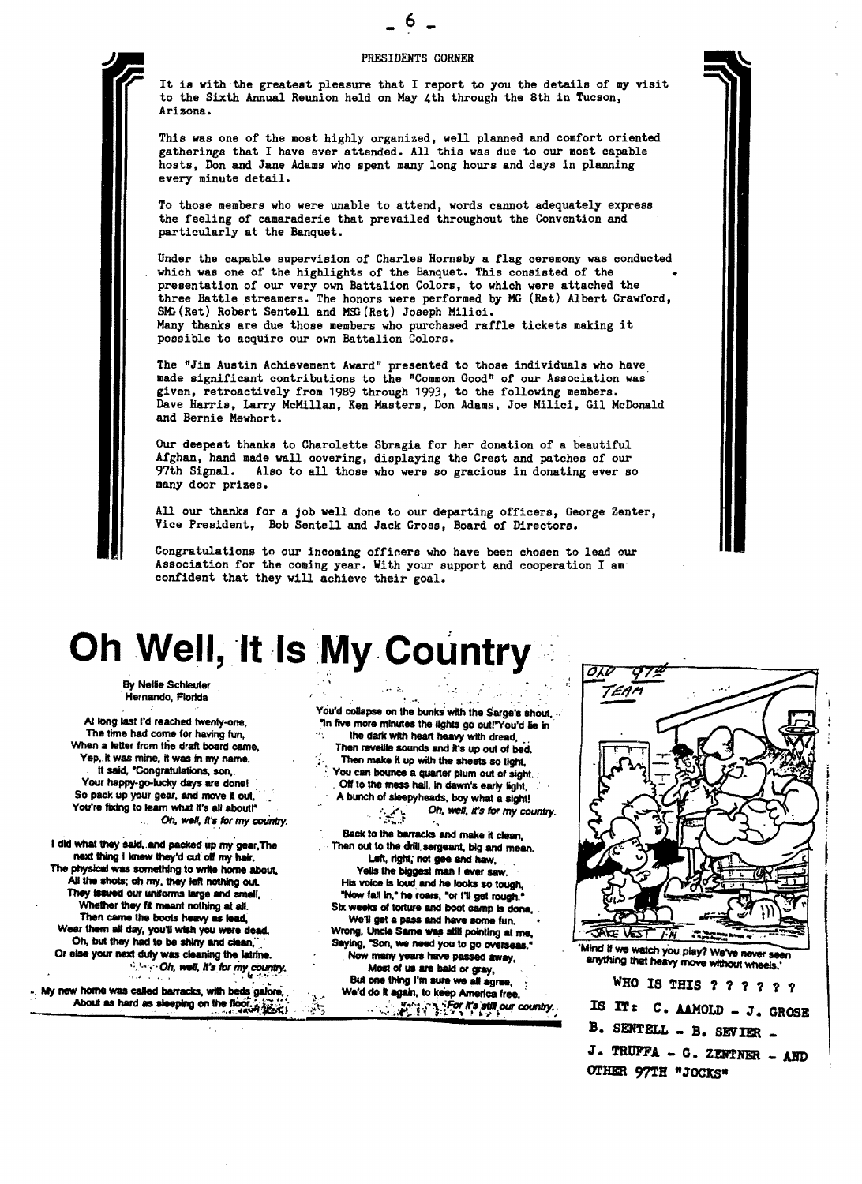## PRESIDENTS CORNER

It is with the greatest pleasure that I report to you the details of my visit to the Sixth Annual Reunion held on May 4th through the 8th in Tucson, Arizona.

This was one of the most highly organized, well planned and comfort oriented gatherings that I have ever attended. All this was due to our most capable hosts, Don and Jane Adams who spent many long hours and days in planning every minute detail.

To those members who were unable to attend, words cannot adequately express the feeling of camaraderie that prevailed throughout the Convention and particularly at the Banquet.

Under the capable supervision of Charles Hornsby a flag ceremony was conducted which was one of the highlights of the Banquet. This consisted of the presentation of our very own Battalion Colors, to which were attached the three Battle streamers. The honors were performed by MG (Ret) Albert Crawford, SMG (Ret) Robert Sentell and MSG (Ret) Joseph Milici. Many thanks are due those members who purchased raffle tickets making it possible to acquire our own Battalion Colors.

The "Jim Austin Achievement Award" presented to those individuals who have made significant contributions to the "Common Good" of our Association was given, retroactively from 1989 through 1993, to the following members. Dave Harris, Larry McMillan, Ken Masters, Don Adams, Joe Milici, Gil McDonald and Bernie Mewhort.

Our deepest thanks to Charolette Sbragia for her donation of a beautiful Afghan, hand made wall covering, displaying the Crest and patches of our 97th Signal. Also to all those who were so gracious in donating ever so many door prizes.

All our thanks for a job well done to our departing officers, George Zenter, Vice President, Bob Sentell and Jack Gross, Board of Directors.

Congratulations to our incoming officers who have been chosen to lead our Association for the coming year. With your support and cooperation I am confident that they will achieve their goal.

# Oh Well, It Is My Country

**By Nellie Schleuter**
**Hernando, Florida**

At long last I'd reached twenty-one,
The time had come for having fun,
When a letter from the draft board came,
Yep, it was mine, it was in my name.
It said, "Congratulations, son,
Your happy-go-lucky days are done!
So pack up your gear, and move it out,
You're fixing to learn what it's all about!"
*Oh, well, it's for my country.*

I did what they said, and packed up my gear, The
next thing I knew they'd cut off my hair.
The physical was something to write home about,
All the shots; oh my, they left nothing out.
They issued our uniforms large and small,
Whether they fit meant nothing at all.
Then came the boots heavy as lead,
Wear them all day, you'll wish you were dead.
Oh, but they had to be shiny and clean,
Or else your next duty was cleaning the latrine.
*Oh, well, it's for my country.*

My new home was called barracks, with beds galore,
About as hard as sleeping on the floor.
You'd collapse on the bunks with the Sarge's shout,
"In five more minutes the lights go out!" You'd lie in
the dark with heart heavy with dread,
Then reveille sounds and it's up out of bed.
Then make it up with the sheets so tight,
You can bounce a quarter plum out of sight.
Off to the mess hall, in dawn's early light,
A bunch of sleepyheads, boy what a sight!
*Oh, well, it's for my country.*

Back to the barracks and make it clean,
Then out to the drill sergeant, big and mean.
Left, right; not gee and haw,
Yells the biggest man I ever saw.
His voice is loud and he looks so tough,
"Now fall in," he roars, "or I'll get rough."
Six weeks of torture and boot camp is done,
We'll get a pass and have some fun.
Wrong, Uncle Same was still pointing at me,
Saying, "Son, we need you to go overseas."
Now many years have passed away,
Most of us are bald or gray,
But one thing I'm sure we all agree,
We'd do it again, to keep America free.
*For it's still our country.*

OLD 97th TEAM

'Mind if we watch you play? We've never seen anything that heavy move without wheels.'

WHO IS THIS ? ? ? ? ? ?

IS IT: C. AAMOLD - J. GROSE
B. SENTELL - B. SEVIER -
J. TRUFFA - G. ZENTNER - AND
OTHER 97TH "JOCKS"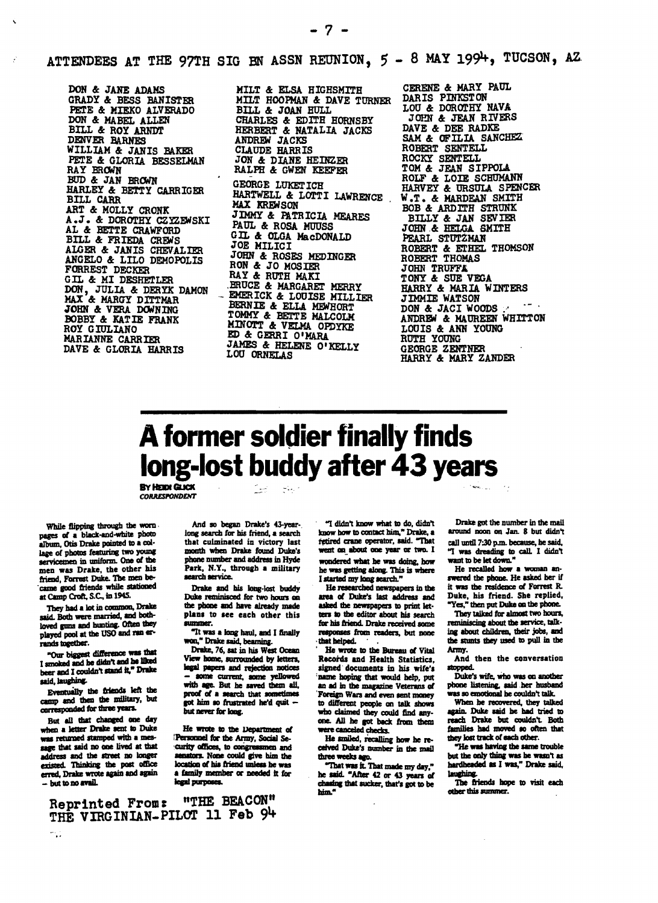## ATTENDEES AT THE 97TH SIG BN ASSN REUNION, 5 - 8 MAY 1994, TUCSON, AZ

DON & JANE ADAMS
GRADY & BESS BANISTER
PETE & MIEKO ALVERADO
DON & MABEL ALLEN
BILL & ROY ARNDT
DENVER BARNES
WILLIAM & JANIS BAKER
PETE & GLORIA BESSELMAN
RAY BROWN
BUD & JAN BROWN
HARLEY & BETTY CARRIGER
BILL CARR
ART & MOLLY CRONK
A.J. & DOROTHY CZYZEWSKI
AL & BETTE CRAWFORD
BILL & FRIEDA CREWS
ALGER & JANIS CHEVALIER
ANGELO & LILO DEMOPOLIS
FORREST DECKER
GIL & MI DESHETLER
DON, JULIA & DERYK DAMON
MAX & MARGY DITTMAR
JOHN & VERA DOWNING
BOBBY & KATIE FRANK
ROY GIULIANO
MARIANNE CARRIER
DAVE & GLORIA HARRIS
MILT & ELSA HIGHSMITH
MILT HOOPMAN & DAVE TURNER
BILL & JOAN HULL
CHARLES & EDITH HORNSBY
HERBERT & NATALIA JACKS
ANDREW JACKS
CLAUDE HARRIS
JON & DIANE HEINZER
RALPH & GWEN KEEFER
GEORGE LUKETICH
HARTWELL & LOTTI LAWRENCE
MAX KREWSON
JIMMY & PATRICIA MEARES
PAUL & ROSA MUUSS
GIL & OLGA MacDONALD
JOE MILICI
JOHN & ROSES MEDINGER
RON & JO MOSIER
RAY & RUTH MAKI
BRUCE & MARGARET MERRY
EMERICK & LOUISE MILLIER
BERNIE & ELLA MEWHORT
TOMMY & BETTE MALCOLM
MINOTT & VELMA OPDYKE
ED & GERRI O'MARA
JAMES & HELENE O'KELLY
LOU ORNELAS
CERENE & MARY PAUL
DARIS PINKSTON
LOU & DOROTHY NAVA
JOHN & JEAN RIVERS
DAVE & DEE RADKE
SAM & OFILIA SANCHEZ
ROBERT SENTELL
ROCKY SENTELL
TOM & JEAN SIPPOLA
ROLF & LOIE SCHUMANN
HARVEY & URSULA SPENCER
W.T. & MARDEAN SMITH
BOB & ARDITH STRUNK
BILLY & JAN SEVIER
JOHN & HELGA SMITH
PEARL STUTZMAN
ROBERT & ETHEL THOMSON
ROBERT THOMAS
JOHN TRUFFA
TONY & SUE VEGA
HARRY & MARIA WINTERS
JIMMIE WATSON
DON & JACI WOODS
ANDREW & MAUREEN WHITTON
LOUIS & ANN YOUNG
RUTH YOUNG
GEORGE ZENTNER
HARRY & MARY ZANDER

# A former soldier finally finds long-lost buddy after 43 years

**BY HEIDI GLICK**
*CORRESPONDENT*

While flipping through the worn pages of a black-and-white photo album, Otis Drake pointed to a collage of photos featuring two young servicemen in uniform. One of the men was Drake, the other his friend, Forrest Duke. The men became good friends while stationed at Camp Croft, S.C., in 1945.

They had a lot in common, Drake said. Both were married, and both loved guns and hunting. Often they played pool at the USO and ran errands together.

"Our biggest difference was that I smoked and he didn't and he liked beer and I couldn't stand it," Drake said, laughing.

Eventually the friends left the camp and then the military, but corresponded for three years.

But all that changed one day when a letter Drake sent to Duke was returned stamped with a message that said no one lived at that address and the street no longer existed. Thinking the post office erred, Drake wrote again and again — but to no avail.

And so began Drake's 43-year-long search for his friend, a search that culminated in victory last month when Drake found Duke's phone number and address in Hyde Park, N.Y., through a military search service.

Drake and his long-lost buddy Duke reminisced for two hours on the phone and have already made plans to see each other this summer.

"It was a long haul, and I finally won," Drake said, beaming.

Drake, 76, sat in his West Ocean View home, surrounded by letters, legal papers and rejection notices — some current, some yellowed with age. But he saved them all, proof of a search that sometimes got him so frustrated he'd quit — but never for long.

He wrote to the Department of Personnel for the Army, Social Security offices, to congressmen and senators. None could give him the location of his friend unless he was a family member or needed it for legal purposes.

"I didn't know what to do, didn't know how to contact him," Drake, a retired crane operator, said. "That went on about one year or two. I wondered what he was doing, how he was getting along. This is where I started my long search."

He researched newspapers in the area of Duke's last address and asked the newspapers to print letters to the editor about his search for his friend. Drake received some responses from readers, but none that helped.

He wrote to the Bureau of Vital Records and Health Statistics, signed documents in his wife's name hoping that would help, put an ad in the magazine Veterans of Foreign Wars and even sent money to different people on talk shows who claimed they could find anyone. All he got back from them were canceled checks.

He smiled, recalling how he received Duke's number in the mail three weeks ago.

"That was it. That made my day," he said. "After 42 or 43 years of chasing that sucker, that's got to be him."

Drake got the number in the mail around noon on Jan. 8 but didn't call until 7:30 p.m. because, he said, "I was dreading to call. I didn't want to be let down."

He recalled how a woman answered the phone. He asked her if it was the residence of Forrest R. Duke, his friend. She replied, "Yes," then put Duke on the phone.

They talked for almost two hours, reminiscing about the service, talking about children, their jobs, and the stunts they used to pull in the Army.

And then the conversation stopped.

Duke's wife, who was on another phone listening, said her husband was so emotional he couldn't talk.

When he recovered, they talked again. Duke said he had tried to reach Drake but couldn't. Both families had moved so often that they lost track of each other.

"He was having the same trouble but the only thing was he wasn't as hardheaded as I was," Drake said, laughing.

The friends hope to visit each other this summer.

Reprinted From: "THE BEACON" THE VIRGINIAN-PILOT 11 Feb 94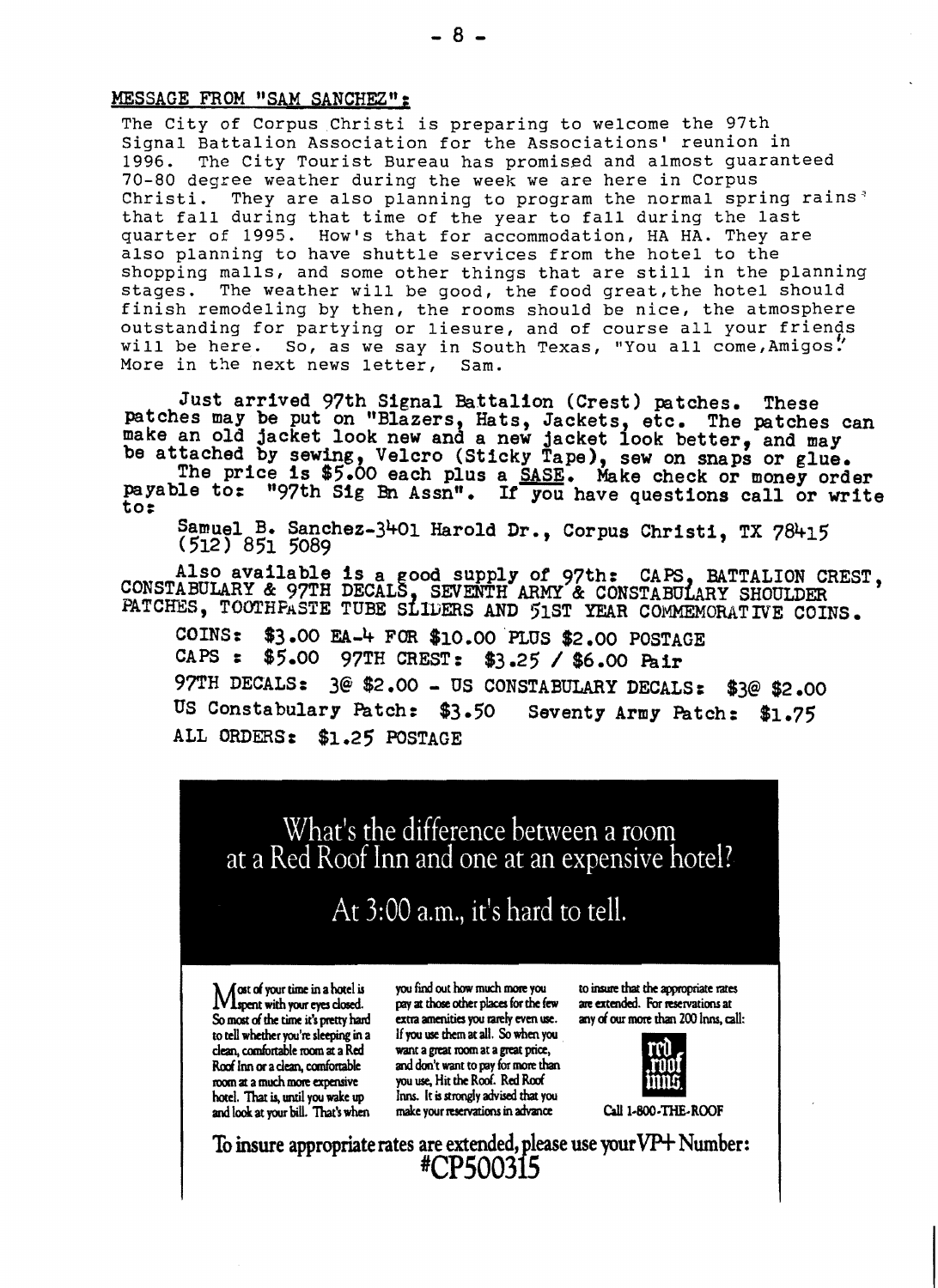## MESSAGE FROM "SAM SANCHEZ":

The City of Corpus Christi is preparing to welcome the 97th Signal Battalion Association for the Associations' reunion in 1996. The City Tourist Bureau has promised and almost guaranteed 70-80 degree weather during the week we are here in Corpus Christi. They are also planning to program the normal spring rains that fall during that time of the year to fall during the last quarter of 1995. How's that for accommodation, HA HA. They are also planning to have shuttle services from the hotel to the shopping malls, and some other things that are still in the planning stages. The weather will be good, the food great,the hotel should finish remodeling by then, the rooms should be nice, the atmosphere outstanding for partying or liesure, and of course all your friends will be here. So, as we say in South Texas, "You all come,Amigos." More in the next news letter, Sam.

Just arrived 97th Signal Battalion (Crest) patches. These patches may be put on "Blazers, Hats, Jackets, etc. The patches can make an old jacket look new and a new jacket look better, and may be attached by sewing, Velcro (Sticky Tape), sew on snaps or glue.

The price is $5.00 each plus a SASE. Make check or money order payable to: "97th Sig Bn Assn". If you have questions call or write to:

Samuel B. Sanchez-3401 Harold Dr., Corpus Christi, TX 78415
(512) 851 5089

Also available is a good supply of 97th: CAPS, BATTALION CREST, CONSTABULARY & 97TH DECALS, SEVENTH ARMY & CONSTABULARY SHOULDER PATCHES, TOOTHPASTE TUBE SLIDERS AND 51ST YEAR COMMEMORATIVE COINS.

COINS: $3.00 EA-4 FOR $10.00 PLUS $2.00 POSTAGE
CAPS : $5.00 97TH CREST: $3.25 / $6.00 Pair
97TH DECALS: 3@ $2.00 - US CONSTABULARY DECALS: $3@ $2.00
US Constabulary Patch: $3.50 Seventy Army Patch: $1.75
ALL ORDERS: $1.25 POSTAGE

## What's the difference between a room at a Red Roof Inn and one at an expensive hotel?

## At 3:00 a.m., it's hard to tell.

Most of your time in a hotel is spent with your eyes closed. So most of the time it's pretty hard to tell whether you're sleeping in a clean, comfortable room at a Red Roof Inn or a clean, comfortable room at a much more expensive hotel. That is, until you wake up and look at your bill. That's when you find out how much more you pay at those other places for the few extra amenities you rarely even use. If you use them at all. So when you want a great room at a great price, and don't want to pay for more than you use, Hit the Roof. Red Roof Inns. It is strongly advised that you make your reservations in advance to insure that the appropriate rates are extended. For reservations at any of our more than 200 Inns, call:

red roof inns

Call 1-800-THE-ROOF

**To insure appropriate rates are extended, please use your VP+ Number: #CP500315**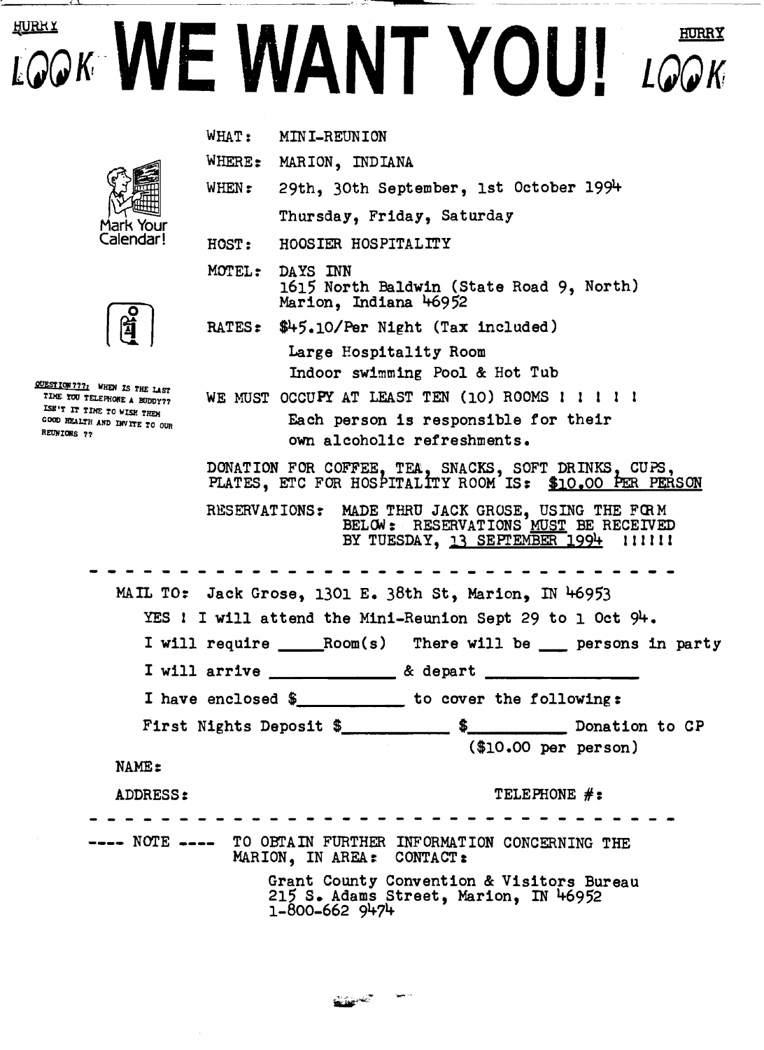HURRY LOOK

# WE WANT YOU!

HURRY LOOK

Mark Your Calendar!

QUESTION???: WHEN IS THE LAST TIME YOU TELEPHONE A BUDDY?? ISN'T IT TIME TO WISH THEM GOOD HEALTH AND INVITE TO OUR REUNIONS ??

WHAT: MINI-REUNION

WHERE: MARION, INDIANA

WHEN: 29th, 30th September, 1st October 1994
Thursday, Friday, Saturday

HOST: HOOSIER HOSPITALITY

MOTEL: DAYS INN
1615 North Baldwin (State Road 9, North)
Marion, Indiana 46952

RATES: $45.10/Per Night (Tax included)
Large Hospitality Room
Indoor swimming Pool & Hot Tub

WE MUST OCCUPY AT LEAST TEN (10) ROOMS ! ! ! ! !
Each person is responsible for their own alcoholic refreshments.

DONATION FOR COFFEE, TEA, SNACKS, SOFT DRINKS, CUPS, PLATES, ETC FOR HOSPITALITY ROOM IS: $10.00 PER PERSON

RESERVATIONS: MADE THRU JACK GROSE, USING THE FORM BELOW: RESERVATIONS MUST BE RECEIVED BY TUESDAY, 13 SEPTEMBER 1994 !!!!!!

- - - - - - - - - - - - - - - - - - - - - - - - - - - - - - - - - - - -

MAIL TO: Jack Grose, 1301 E. 38th St, Marion, IN 46953

YES ! I will attend the Mini-Reunion Sept 29 to 1 Oct 94.

I will require _____Room(s) There will be ___ persons in party

I will arrive _____________ & depart _______________

I have enclosed $___________ to cover the following:

First Nights Deposit $__________ $__________ Donation to CP
($10.00 per person)

NAME:

ADDRESS: TELEPHONE #:

- - - - - - - - - - - - - - - - - - - - - - - - - - - - - - - - - - - -

---- NOTE ---- TO OBTAIN FURTHER INFORMATION CONCERNING THE MARION, IN AREA: CONTACT:

Grant County Convention & Visitors Bureau
215 S. Adams Street, Marion, IN 46952
1-800-662 9474